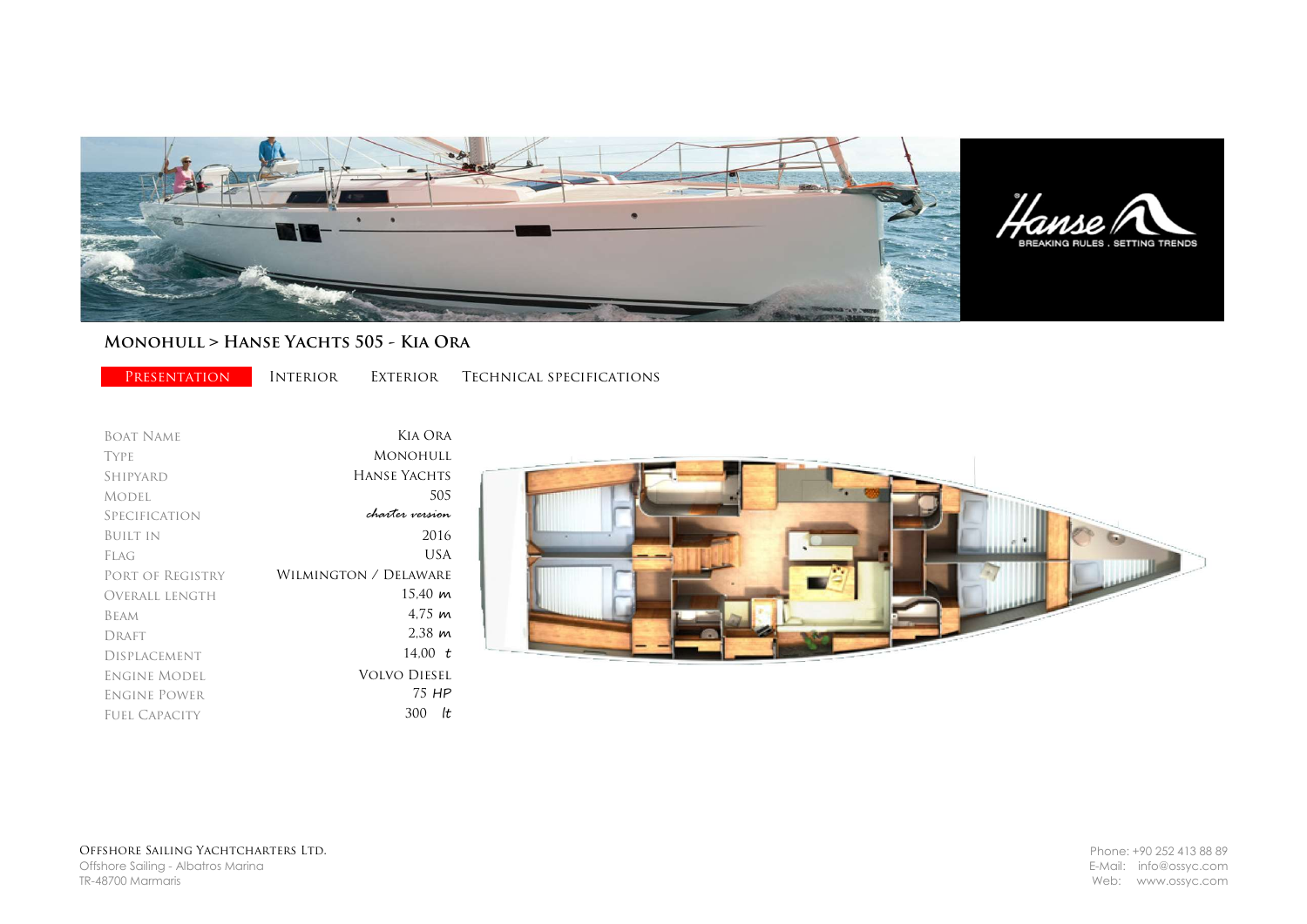## Monohull > Hanse Yachts 505 - Kia Ora

Presentation | Interior | Exterior | Technical specifications

| | |
|---|---|
| Boat Name | Kia Ora |
| Type | Monohull |
| Shipyard | Hanse Yachts |
| Model | 505 |
| Specification | *charter version* |
| Built in | 2016 |
| Flag | USA |
| Port of Registry | Wilmington / Delaware |
| Overall Length | 15,40 m |
| Beam | 4,75 m |
| Draft | 2,38 m |
| Displacement | 14,00 t |
| Engine Model | Volvo Diesel |
| Engine Power | 75 HP |
| Fuel Capacity | 300 lt |

**Offshore Sailing Yachtcharters Ltd.**
Offshore Sailing - Albatros Marina
TR-48700 Marmaris

Phone: +90 252 413 88 89
E-Mail: info@ossyc.com
Web: www.ossyc.com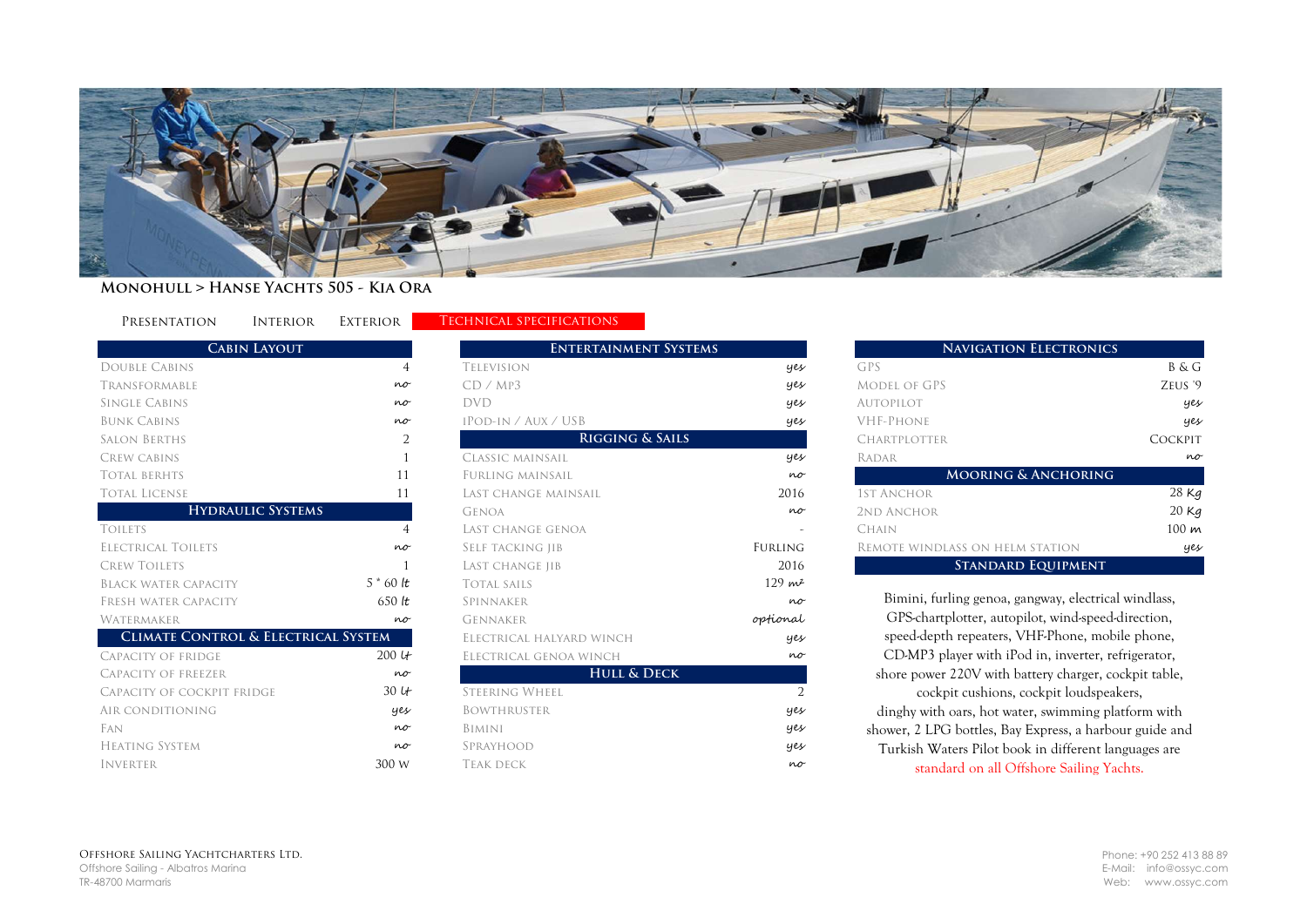## Monohull > Hanse Yachts 505 - Kia Ora

Presentation | Interior | Exterior | Technical specifications

| Cabin Layout | |
|---|---|
| Double Cabins | 4 |
| Transformable | no |
| Single Cabins | no |
| Bunk Cabins | no |
| Salon Berths | 2 |
| Crew Cabins | 1 |
| Total Berhts | 11 |
| Total License | 11 |

| Hydraulic Systems | |
|---|---|
| Toilets | 4 |
| Electrical Toilets | no |
| Crew Toilets | 1 |
| Black Water Capacity | 5 * 60 lt |
| Fresh Water Capacity | 650 lt |
| Watermaker | no |

| Climate Control & Electrical System | |
|---|---|
| Capacity of Fridge | 200 lt |
| Capacity of Freezer | no |
| Capacity of Cockpit Fridge | 30 lt |
| Air Conditioning | yes |
| Fan | no |
| Heating System | no |
| Inverter | 300 w |

| Entertainment Systems | |
|---|---|
| Television | yes |
| CD / Mp3 | yes |
| DVD | yes |
| iPod-in / Aux / USB | yes |

| Rigging & Sails | |
|---|---|
| Classic Mainsail | yes |
| Furling Mainsail | no |
| Last Change Mainsail | 2016 |
| Genoa | no |
| Last Change Genoa | - |
| Self Tacking Jib | Furling |
| Last Change Jib | 2016 |
| Total Sails | 129 m² |
| Spinnaker | no |
| Gennaker | optional |
| Electrical Halyard Winch | yes |
| Electrical Genoa Winch | no |

| Hull & Deck | |
|---|---|
| Steering Wheel | 2 |
| Bowthruster | yes |
| Bimini | yes |
| Sprayhood | yes |
| Teak Deck | no |

| Navigation Electronics | |
|---|---|
| GPS | B & G |
| Model of GPS | Zeus '9 |
| Autopilot | yes |
| VHF-Phone | yes |
| Chartplotter | Cockpit |
| Radar | no |

| Mooring & Anchoring | |
|---|---|
| 1st Anchor | 28 Kg |
| 2nd Anchor | 20 Kg |
| Chain | 100 m |
| Remote Windlass on Helm Station | yes |

### Standard Equipment

Bimini, furling genoa, gangway, electrical windlass, GPS-chartplotter, autopilot, wind-speed-direction, speed-depth repeaters, VHF-Phone, mobile phone, CD-MP3 player with iPod in, inverter, refrigerator, shore power 220V with battery charger, cockpit table, cockpit cushions, cockpit loudspeakers, dinghy with oars, hot water, swimming platform with shower, 2 LPG bottles, Bay Express, a harbour guide and Turkish Waters Pilot book in different languages are standard on all Offshore Sailing Yachts.

Offshore Sailing Yachtcharters Ltd.
Offshore Sailing - Albatros Marina
TR-48700 Marmaris

Phone: +90 252 413 88 89
E-Mail: info@ossyc.com
Web: www.ossyc.com